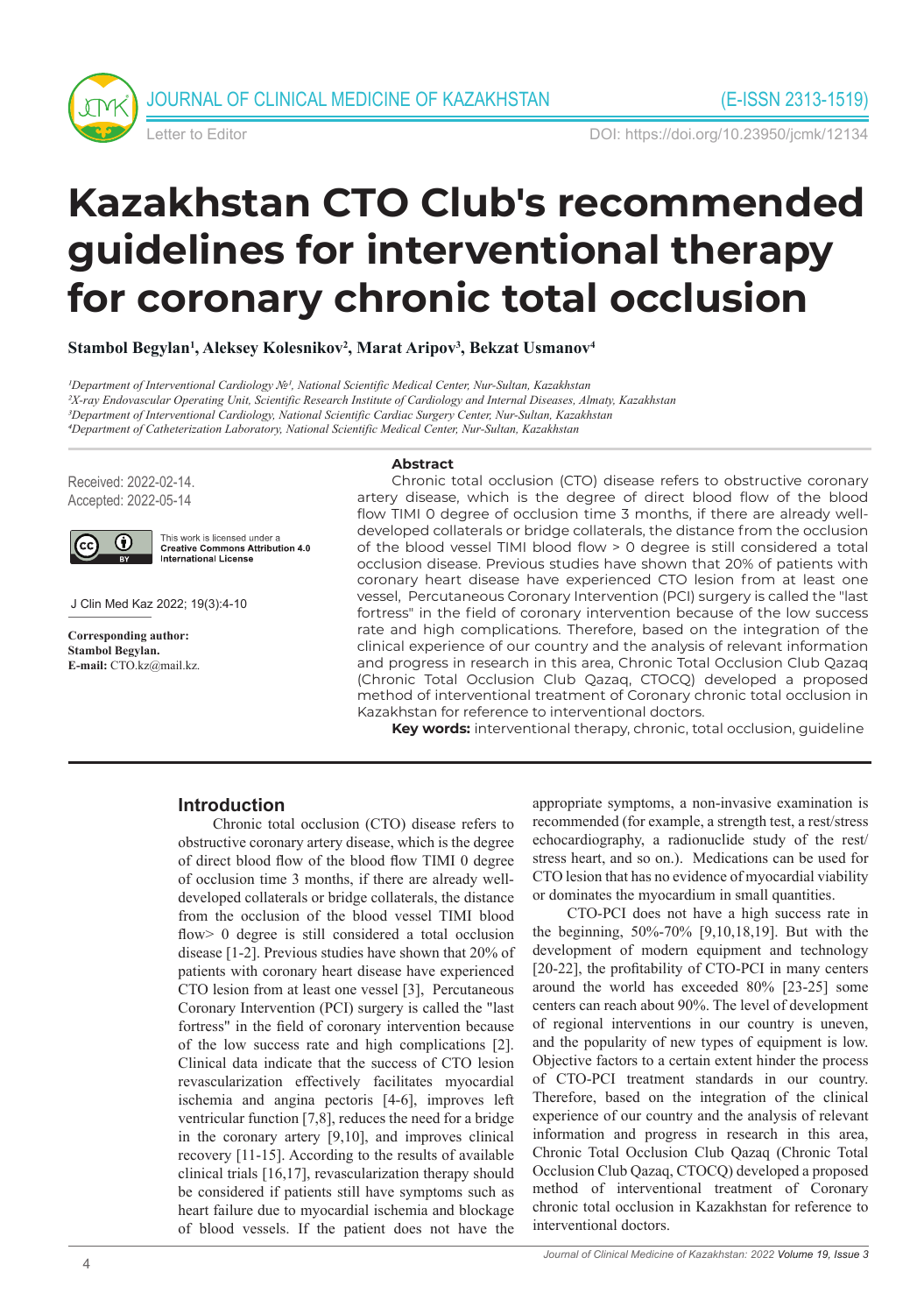# Kazakhstan CTO Club's recommended guidelines for interventional therapy for coronary chronic total occlusion

**Stambol Begylan[1], Aleksey Kolesnikov[2], Marat Aripov[3], Bekzat Usmanov[4]**

*[1]Department of Interventional Cardiology №1, National Scientific Medical Center, Nur-Sultan, Kazakhstan*
*[2]X-ray Endovascular Operating Unit, Scientific Research Institute of Cardiology and Internal Diseases, Almaty, Kazakhstan*
*[3]Department of Interventional Cardiology, National Scientific Cardiac Surgery Center, Nur-Sultan, Kazakhstan*
*[4]Department of Catheterization Laboratory, National Scientific Medical Center, Nur-Sultan, Kazakhstan*

Received: 2022-02-14.
Accepted: 2022-05-14

This work is licensed under a **Creative Commons Attribution 4.0 International License**

J Clin Med Kaz 2022; 19(3):4-10

**Corresponding author:**
**Stambol Begylan.**
**E-mail:** CTO.kz@mail.kz.

## Abstract

Chronic total occlusion (CTO) disease refers to obstructive coronary artery disease, which is the degree of direct blood flow of the blood flow TIMI 0 degree of occlusion time 3 months, if there are already well-developed collaterals or bridge collaterals, the distance from the occlusion of the blood vessel TIMI blood flow > 0 degree is still considered a total occlusion disease. Previous studies have shown that 20% of patients with coronary heart disease have experienced CTO lesion from at least one vessel, Percutaneous Coronary Intervention (PCI) surgery is called the "last fortress" in the field of coronary intervention because of the low success rate and high complications. Therefore, based on the integration of the clinical experience of our country and the analysis of relevant information and progress in research in this area, Chronic Total Occlusion Club Qazaq (Chronic Total Occlusion Club Qazaq, CTOCQ) developed a proposed method of interventional treatment of Coronary chronic total occlusion in Kazakhstan for reference to interventional doctors.

**Key words:** interventional therapy, chronic, total occlusion, guideline

## Introduction

Chronic total occlusion (CTO) disease refers to obstructive coronary artery disease, which is the degree of direct blood flow of the blood flow TIMI 0 degree of occlusion time 3 months, if there are already well-developed collaterals or bridge collaterals, the distance from the occlusion of the blood vessel TIMI blood flow> 0 degree is still considered a total occlusion disease [1-2]. Previous studies have shown that 20% of patients with coronary heart disease have experienced CTO lesion from at least one vessel [3], Percutaneous Coronary Intervention (PCI) surgery is called the "last fortress" in the field of coronary intervention because of the low success rate and high complications [2]. Clinical data indicate that the success of CTO lesion revascularization effectively facilitates myocardial ischemia and angina pectoris [4-6], improves left ventricular function [7,8], reduces the need for a bridge in the coronary artery [9,10], and improves clinical recovery [11-15]. According to the results of available clinical trials [16,17], revascularization therapy should be considered if patients still have symptoms such as heart failure due to myocardial ischemia and blockage of blood vessels. If the patient does not have the appropriate symptoms, a non-invasive examination is recommended (for example, a strength test, a rest/stress echocardiography, a radionuclide study of the rest/stress heart, and so on.). Medications can be used for CTO lesion that has no evidence of myocardial viability or dominates the myocardium in small quantities.

CTO-PCI does not have a high success rate in the beginning, 50%-70% [9,10,18,19]. But with the development of modern equipment and technology [20-22], the profitability of CTO-PCI in many centers around the world has exceeded 80% [23-25] some centers can reach about 90%. The level of development of regional interventions in our country is uneven, and the popularity of new types of equipment is low. Objective factors to a certain extent hinder the process of CTO-PCI treatment standards in our country. Therefore, based on the integration of the clinical experience of our country and the analysis of relevant information and progress in research in this area, Chronic Total Occlusion Club Qazaq (Chronic Total Occlusion Club Qazaq, CTOCQ) developed a proposed method of interventional treatment of Coronary chronic total occlusion in Kazakhstan for reference to interventional doctors.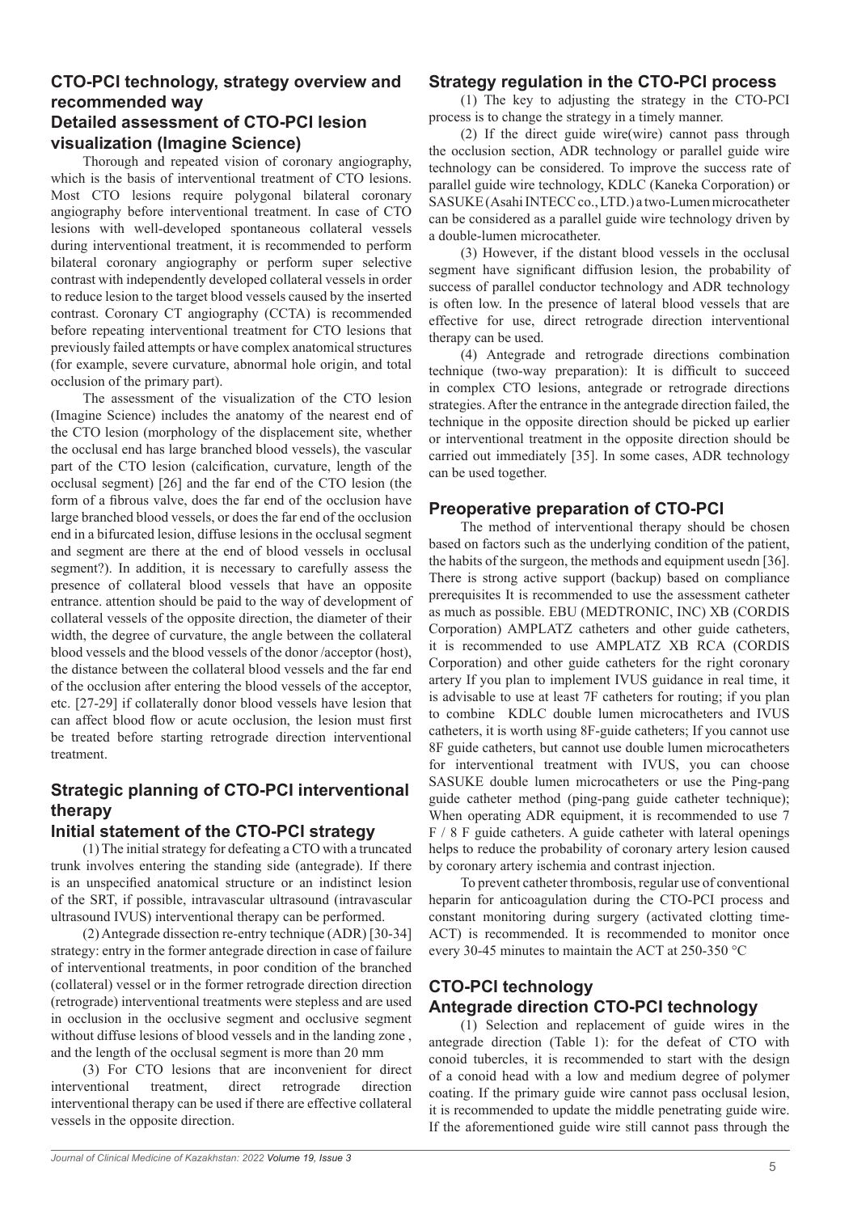## CTO-PCI technology, strategy overview and recommended way

### Detailed assessment of CTO-PCI lesion visualization (Imagine Science)

Thorough and repeated vision of coronary angiography, which is the basis of interventional treatment of CTO lesions. Most CTO lesions require polygonal bilateral coronary angiography before interventional treatment. In case of CTO lesions with well-developed spontaneous collateral vessels during interventional treatment, it is recommended to perform bilateral coronary angiography or perform super selective contrast with independently developed collateral vessels in order to reduce lesion to the target blood vessels caused by the inserted contrast. Coronary CT angiography (CCTA) is recommended before repeating interventional treatment for CTO lesions that previously failed attempts or have complex anatomical structures (for example, severe curvature, abnormal hole origin, and total occlusion of the primary part).

The assessment of the visualization of the CTO lesion (Imagine Science) includes the anatomy of the nearest end of the CTO lesion (morphology of the displacement site, whether the occlusal end has large branched blood vessels), the vascular part of the CTO lesion (calcification, curvature, length of the occlusal segment) [26] and the far end of the CTO lesion (the form of a fibrous valve, does the far end of the occlusion have large branched blood vessels, or does the far end of the occlusion end in a bifurcated lesion, diffuse lesions in the occlusal segment and segment are there at the end of blood vessels in occlusal segment?). In addition, it is necessary to carefully assess the presence of collateral blood vessels that have an opposite entrance. attention should be paid to the way of development of collateral vessels of the opposite direction, the diameter of their width, the degree of curvature, the angle between the collateral blood vessels and the blood vessels of the donor /acceptor (host), the distance between the collateral blood vessels and the far end of the occlusion after entering the blood vessels of the acceptor, etc. [27-29] if collaterally donor blood vessels have lesion that can affect blood flow or acute occlusion, the lesion must first be treated before starting retrograde direction interventional treatment.

## Strategic planning of CTO-PCI interventional therapy

### Initial statement of the CTO-PCI strategy

(1) The initial strategy for defeating a CTO with a truncated trunk involves entering the standing side (antegrade). If there is an unspecified anatomical structure or an indistinct lesion of the SRT, if possible, intravascular ultrasound (intravascular ultrasound IVUS) interventional therapy can be performed.

(2) Antegrade dissection re-entry technique (ADR) [30-34] strategy: entry in the former antegrade direction in case of failure of interventional treatments, in poor condition of the branched (collateral) vessel or in the former retrograde direction direction (retrograde) interventional treatments were stepless and are used in occlusion in the occlusive segment and occlusive segment without diffuse lesions of blood vessels and in the landing zone , and the length of the occlusal segment is more than 20 mm

(3) For CTO lesions that are inconvenient for direct interventional treatment, direct retrograde direction interventional therapy can be used if there are effective collateral vessels in the opposite direction.

### Strategy regulation in the CTO-PCI process

(1) The key to adjusting the strategy in the CTO-PCI process is to change the strategy in a timely manner.

(2) If the direct guide wire(wire) cannot pass through the occlusion section, ADR technology or parallel guide wire technology can be considered. To improve the success rate of parallel guide wire technology, KDLC (Kaneka Corporation) or SASUKE (Asahi INTECC co., LTD.) a two-Lumen microcatheter can be considered as a parallel guide wire technology driven by a double-lumen microcatheter.

(3) However, if the distant blood vessels in the occlusal segment have significant diffusion lesion, the probability of success of parallel conductor technology and ADR technology is often low. In the presence of lateral blood vessels that are effective for use, direct retrograde direction interventional therapy can be used.

(4) Antegrade and retrograde directions combination technique (two-way preparation): It is difficult to succeed in complex CTO lesions, antegrade or retrograde directions strategies. After the entrance in the antegrade direction failed, the technique in the opposite direction should be picked up earlier or interventional treatment in the opposite direction should be carried out immediately [35]. In some cases, ADR technology can be used together.

### Preoperative preparation of CTO-PCI

The method of interventional therapy should be chosen based on factors such as the underlying condition of the patient, the habits of the surgeon, the methods and equipment usedn [36]. There is strong active support (backup) based on compliance prerequisites It is recommended to use the assessment catheter as much as possible. EBU (MEDTRONIC, INC) XB (CORDIS Corporation) AMPLATZ catheters and other guide catheters, it is recommended to use AMPLATZ XB RCA (CORDIS Corporation) and other guide catheters for the right coronary artery If you plan to implement IVUS guidance in real time, it is advisable to use at least 7F catheters for routing; if you plan to combine KDLC double lumen microcatheters and IVUS catheters, it is worth using 8F-guide catheters; If you cannot use 8F guide catheters, but cannot use double lumen microcatheters for interventional treatment with IVUS, you can choose SASUKE double lumen microcatheters or use the Ping-pang guide catheter method (ping-pang guide catheter technique); When operating ADR equipment, it is recommended to use 7 F / 8 F guide catheters. A guide catheter with lateral openings helps to reduce the probability of coronary artery lesion caused by coronary artery ischemia and contrast injection.

To prevent catheter thrombosis, regular use of conventional heparin for anticoagulation during the CTO-PCI process and constant monitoring during surgery (activated clotting time-ACT) is recommended. It is recommended to monitor once every 30-45 minutes to maintain the ACT at 250-350 °C

## CTO-PCI technology

### Antegrade direction CTO-PCI technology

(1) Selection and replacement of guide wires in the antegrade direction (Table 1): for the defeat of CTO with conoid tubercles, it is recommended to start with the design of a conoid head with a low and medium degree of polymer coating. If the primary guide wire cannot pass occlusal lesion, it is recommended to update the middle penetrating guide wire. If the aforementioned guide wire still cannot pass through the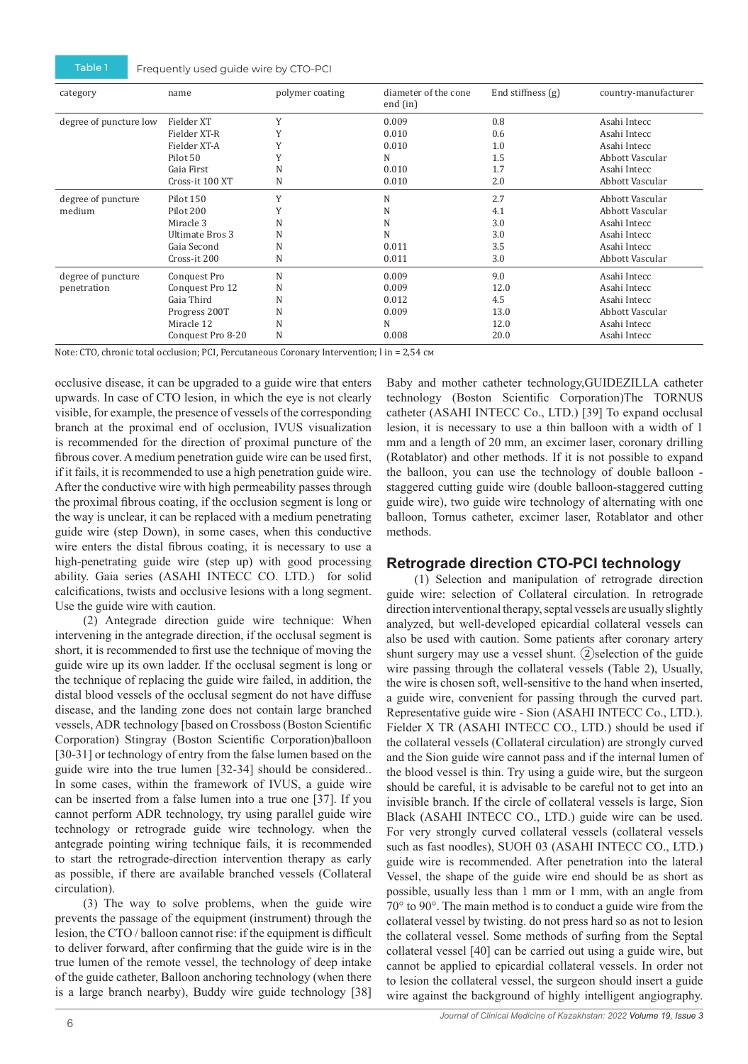Table 1 Frequently used guide wire by CTO-PCI

| category | name | polymer coating | diameter of the cone end (in) | End stiffness (g) | country-manufacturer |
|---|---|---|---|---|---|
| degree of puncture low | Fielder XT | Y | 0.009 | 0.8 | Asahi Intecc |
| | Fielder XT-R | Y | 0.010 | 0.6 | Asahi Intecc |
| | Fielder XT-A | Y | 0.010 | 1.0 | Asahi Intecc |
| | Pilot 50 | Y | N | 1.5 | Abbott Vascular |
| | Gaia First | N | 0.010 | 1.7 | Asahi Intecc |
| | Cross-it 100 XT | N | 0.010 | 2.0 | Abbott Vascular |
| degree of puncture medium | Pilot 150 | Y | N | 2.7 | Abbott Vascular |
| | Pilot 200 | Y | N | 4.1 | Abbott Vascular |
| | Miracle 3 | N | N | 3.0 | Asahi Intecc |
| | Ultimate Bros 3 | N | N | 3.0 | Asahi Intecc |
| | Gaia Second | N | 0.011 | 3.5 | Asahi Intecc |
| | Cross-it 200 | N | 0.011 | 3.0 | Abbott Vascular |
| degree of puncture penetration | Conquest Pro | N | 0.009 | 9.0 | Asahi Intecc |
| | Conquest Pro 12 | N | 0.009 | 12.0 | Asahi Intecc |
| | Gaia Third | N | 0.012 | 4.5 | Asahi Intecc |
| | Progress 200T | N | 0.009 | 13.0 | Abbott Vascular |
| | Miracle 12 | N | N | 12.0 | Asahi Intecc |
| | Conquest Pro 8-20 | N | 0.008 | 20.0 | Asahi Intecc |

Note: CTO, chronic total occlusion; PCI, Percutaneous Coronary Intervention; l in = 2,54 см

occlusive disease, it can be upgraded to a guide wire that enters upwards. In case of CTO lesion, in which the eye is not clearly visible, for example, the presence of vessels of the corresponding branch at the proximal end of occlusion, IVUS visualization is recommended for the direction of proximal puncture of the fibrous cover. A medium penetration guide wire can be used first, if it fails, it is recommended to use a high penetration guide wire. After the conductive wire with high permeability passes through the proximal fibrous coating, if the occlusion segment is long or the way is unclear, it can be replaced with a medium penetrating guide wire (step Down), in some cases, when this conductive wire enters the distal fibrous coating, it is necessary to use a high-penetrating guide wire (step up) with good processing ability. Gaia series (ASAHI INTECC CO. LTD.) for solid calcifications, twists and occlusive lesions with a long segment. Use the guide wire with caution.

(2) Antegrade direction guide wire technique: When intervening in the antegrade direction, if the occlusal segment is short, it is recommended to first use the technique of moving the guide wire up its own ladder. If the occlusal segment is long or the technique of replacing the guide wire failed, in addition, the distal blood vessels of the occlusal segment do not have diffuse disease, and the landing zone does not contain large branched vessels, ADR technology [based on Crossboss (Boston Scientific Corporation) Stingray (Boston Scientific Corporation)balloon [30-31] or technology of entry from the false lumen based on the guide wire into the true lumen [32-34] should be considered.. In some cases, within the framework of IVUS, a guide wire can be inserted from a false lumen into a true one [37]. If you cannot perform ADR technology, try using parallel guide wire technology or retrograde guide wire technology. when the antegrade pointing wiring technique fails, it is recommended to start the retrograde-direction intervention therapy as early as possible, if there are available branched vessels (Collateral circulation).

(3) The way to solve problems, when the guide wire prevents the passage of the equipment (instrument) through the lesion, the CTO / balloon cannot rise: if the equipment is difficult to deliver forward, after confirming that the guide wire is in the true lumen of the remote vessel, the technology of deep intake of the guide catheter, Balloon anchoring technology (when there is a large branch nearby), Buddy wire guide technology [38] Baby and mother catheter technology,GUIDEZILLA catheter technology (Boston Scientific Corporation)The TORNUS catheter (ASAHI INTECC Co., LTD.) [39] To expand occlusal lesion, it is necessary to use a thin balloon with a width of 1 mm and a length of 20 mm, an excimer laser, coronary drilling (Rotablator) and other methods. If it is not possible to expand the balloon, you can use the technology of double balloon - staggered cutting guide wire (double balloon-staggered cutting guide wire), two guide wire technology of alternating with one balloon, Tornus catheter, excimer laser, Rotablator and other methods.

## Retrograde direction CTO-PCI technology

(1) Selection and manipulation of retrograde direction guide wire: selection of Collateral circulation. In retrograde direction interventional therapy, septal vessels are usually slightly analyzed, but well-developed epicardial collateral vessels can also be used with caution. Some patients after coronary artery shunt surgery may use a vessel shunt. ②selection of the guide wire passing through the collateral vessels (Table 2), Usually, the wire is chosen soft, well-sensitive to the hand when inserted, a guide wire, convenient for passing through the curved part. Representative guide wire - Sion (ASAHI INTECC Co., LTD.). Fielder X TR (ASAHI INTECC CO., LTD.) should be used if the collateral vessels (Collateral circulation) are strongly curved and the Sion guide wire cannot pass and if the internal lumen of the blood vessel is thin. Try using a guide wire, but the surgeon should be careful, it is advisable to be careful not to get into an invisible branch. If the circle of collateral vessels is large, Sion Black (ASAHI INTECC CO., LTD.) guide wire can be used. For very strongly curved collateral vessels (collateral vessels such as fast noodles), SUOH 03 (ASAHI INTECC CO., LTD.) guide wire is recommended. After penetration into the lateral Vessel, the shape of the guide wire end should be as short as possible, usually less than 1 mm or 1 mm, with an angle from 70° to 90°. The main method is to conduct a guide wire from the collateral vessel by twisting. do not press hard so as not to lesion the collateral vessel. Some methods of surfing from the Septal collateral vessel [40] can be carried out using a guide wire, but cannot be applied to epicardial collateral vessels. In order not to lesion the collateral vessel, the surgeon should insert a guide wire against the background of highly intelligent angiography.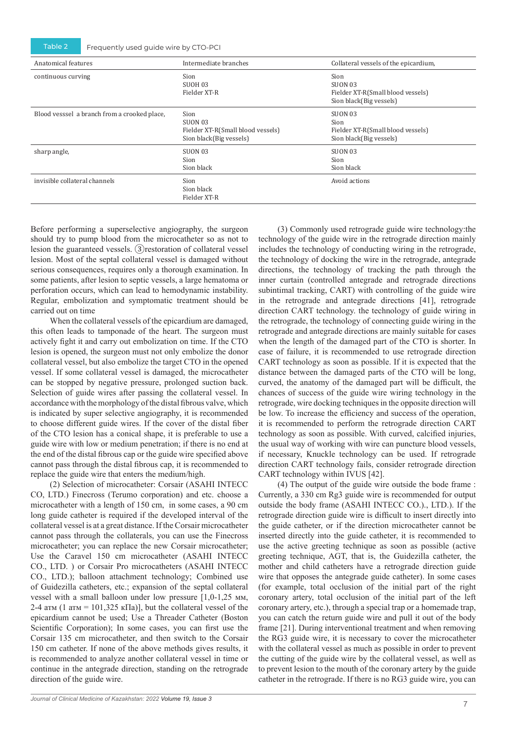Table 2 Frequently used guide wire by CTO-PCI

| Anatomical features | Intermediate branches | Collateral vessels of the epicardium, |
|---|---|---|
| continuous curving | Sion<br>SUOH 03<br>Fielder XT-R | Sion<br>SUON 03<br>Fielder XT-R(Small blood vessels)<br>Sion black(Big vessels) |
| Blood vesssel a branch from a crooked place, | Sion<br>SUON 03<br>Fielder XT-R(Small blood vessels)<br>Sion black(Big vessels) | SUON 03<br>Sion<br>Fielder XT-R(Small blood vessels)<br>Sion black(Big vessels) |
| sharp angle, | SUON 03<br>Sion<br>Sion black | SUON 03<br>Sion<br>Sion black |
| invisible collateral channels | Sion<br>Sion black<br>Fielder XT-R | Avoid actions |

Before performing a superselective angiography, the surgeon should try to pump blood from the microcatheter so as not to lesion the guaranteed vessels. ③restoration of collateral vessel lesion. Most of the septal collateral vessel is damaged without serious consequences, requires only a thorough examination. In some patients, after lesion to septic vessels, a large hematoma or perforation occurs, which can lead to hemodynamic instability. Regular, embolization and symptomatic treatment should be carried out on time

When the collateral vessels of the epicardium are damaged, this often leads to tamponade of the heart. The surgeon must actively fight it and carry out embolization on time. If the CTO lesion is opened, the surgeon must not only embolize the donor collateral vessel, but also embolize the target CTO in the opened vessel. If some collateral vessel is damaged, the microcatheter can be stopped by negative pressure, prolonged suction back. Selection of guide wires after passing the collateral vessel. In accordance with the morphology of the distal fibrous valve, which is indicated by super selective angiography, it is recommended to choose different guide wires. If the cover of the distal fiber of the CTO lesion has a conical shape, it is preferable to use a guide wire with low or medium penetration; if there is no end at the end of the distal fibrous cap or the guide wire specified above cannot pass through the distal fibrous cap, it is recommended to replace the guide wire that enters the medium/high.

(2) Selection of microcatheter: Corsair (ASAHI INTECC CO, LTD.) Finecross (Terumo corporation) and etc. choose a microcatheter with a length of 150 cm, in some cases, a 90 cm long guide catheter is required if the developed interval of the collateral vessel is at a great distance. If the Corsair microcatheter cannot pass through the collaterals, you can use the Finecross microcatheter; you can replace the new Corsair microcatheter; Use the Caravel 150 cm microcatheter (ASAHI INTECC CO., LTD. ) or Corsair Pro microcatheters (ASAHI INTECC CO., LTD.); balloon attachment technology; Combined use of Guidezilla catheters, etc.; expansion of the septal collateral vessel with a small balloon under low pressure [1,0-1,25 мм, 2-4 атм (1 атм = 101,325 кПа)], but the collateral vessel of the epicardium cannot be used; Use a Threader Catheter (Boston Scientific Corporation); In some cases, you can first use the Corsair 135 cm microcatheter, and then switch to the Corsair 150 cm catheter. If none of the above methods gives results, it is recommended to analyze another collateral vessel in time or continue in the antegrade direction, standing on the retrograde direction of the guide wire.

(3) Commonly used retrograde guide wire technology:the technology of the guide wire in the retrograde direction mainly includes the technology of conducting wiring in the retrograde, the technology of docking the wire in the retrograde, antegrade directions, the technology of tracking the path through the inner curtain (controlled antegrade and retrograde directions subintimal tracking, CART) with controlling of the guide wire in the retrograde and antegrade directions [41], retrograde direction CART technology. the technology of guide wiring in the retrograde, the technology of connecting guide wiring in the retrograde and antegrade directions are mainly suitable for cases when the length of the damaged part of the CTO is shorter. In case of failure, it is recommended to use retrograde direction CART technology as soon as possible. If it is expected that the distance between the damaged parts of the CTO will be long, curved, the anatomy of the damaged part will be difficult, the chances of success of the guide wire wiring technology in the retrograde, wire docking techniques in the opposite direction will be low. To increase the efficiency and success of the operation, it is recommended to perform the retrograde direction CART technology as soon as possible. With curved, calcified injuries, the usual way of working with wire can puncture blood vessels, if necessary, Knuckle technology can be used. If retrograde direction CART technology fails, consider retrograde direction CART technology within IVUS [42].

(4) The output of the guide wire outside the bode frame : Currently, a 330 cm Rg3 guide wire is recommended for output outside the body frame (ASAHI INTECC CO.)., LTD.). If the retrograde direction guide wire is difficult to insert directly into the guide catheter, or if the direction microcatheter cannot be inserted directly into the guide catheter, it is recommended to use the active greeting technique as soon as possible (active greeting technique, AGT, that is, the Guidezilla catheter, the mother and child catheters have a retrograde direction guide wire that opposes the antegrade guide catheter). In some cases (for example, total occlusion of the initial part of the right coronary artery, total occlusion of the initial part of the left coronary artery, etc.), through a special trap or a homemade trap, you can catch the return guide wire and pull it out of the body frame [21]. During interventional treatment and when removing the RG3 guide wire, it is necessary to cover the microcatheter with the collateral vessel as much as possible in order to prevent the cutting of the guide wire by the collateral vessel, as well as to prevent lesion to the mouth of the coronary artery by the guide catheter in the retrograde. If there is no RG3 guide wire, you can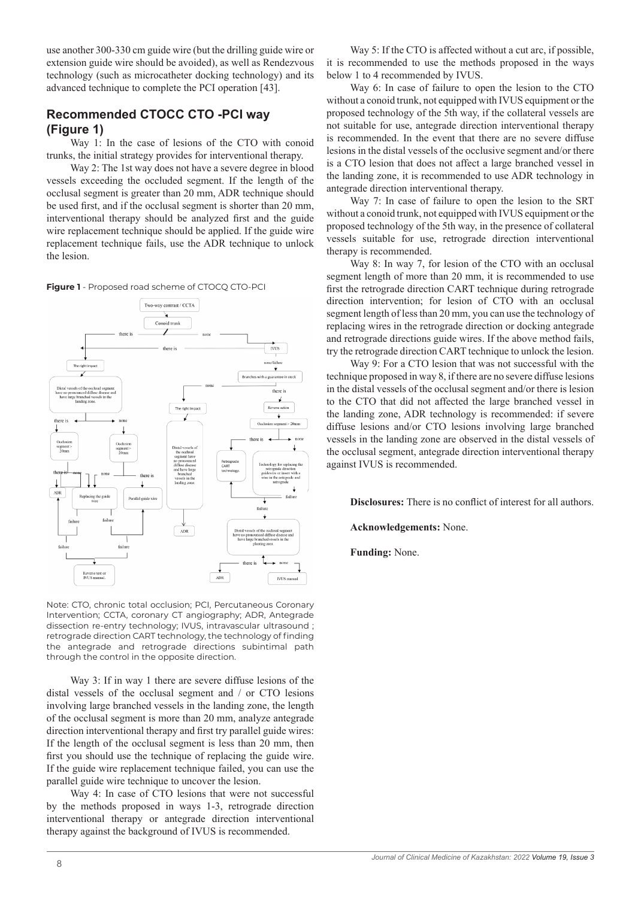use another 300-330 cm guide wire (but the drilling guide wire or extension guide wire should be avoided), as well as Rendezvous technology (such as microcatheter docking technology) and its advanced technique to complete the PCI operation [43].

## Recommended CTOCC CTO -PCI way (Figure 1)

Way 1: In the case of lesions of the CTO with conoid trunks, the initial strategy provides for interventional therapy.

Way 2: The 1st way does not have a severe degree in blood vessels exceeding the occluded segment. If the length of the occlusal segment is greater than 20 mm, ADR technique should be used first, and if the occlusal segment is shorter than 20 mm, interventional therapy should be analyzed first and the guide wire replacement technique should be applied. If the guide wire replacement technique fails, use the ADR technique to unlock the lesion.

**Figure 1** - Proposed road scheme of CTOCQ CTO-PCI

Note: CTO, chronic total occlusion; PCI, Percutaneous Coronary Intervention; CCTA, coronary CT angiography; ADR, Antegrade dissection re-entry technology; IVUS, intravascular ultrasound ; retrograde direction CART technology, the technology of finding the antegrade and retrograde directions subintimal path through the control in the opposite direction.

Way 3: If in way 1 there are severe diffuse lesions of the distal vessels of the occlusal segment and / or CTO lesions involving large branched vessels in the landing zone, the length of the occlusal segment is more than 20 mm, analyze antegrade direction interventional therapy and first try parallel guide wires: If the length of the occlusal segment is less than 20 mm, then first you should use the technique of replacing the guide wire. If the guide wire replacement technique failed, you can use the parallel guide wire technique to uncover the lesion.

Way 4: In case of CTO lesions that were not successful by the methods proposed in ways 1-3, retrograde direction interventional therapy or antegrade direction interventional therapy against the background of IVUS is recommended.

Way 5: If the CTO is affected without a cut arc, if possible, it is recommended to use the methods proposed in the ways below 1 to 4 recommended by IVUS.

Way 6: In case of failure to open the lesion to the CTO without a conoid trunk, not equipped with IVUS equipment or the proposed technology of the 5th way, if the collateral vessels are not suitable for use, antegrade direction interventional therapy is recommended. In the event that there are no severe diffuse lesions in the distal vessels of the occlusive segment and/or there is a CTO lesion that does not affect a large branched vessel in the landing zone, it is recommended to use ADR technology in antegrade direction interventional therapy.

Way 7: In case of failure to open the lesion to the SRT without a conoid trunk, not equipped with IVUS equipment or the proposed technology of the 5th way, in the presence of collateral vessels suitable for use, retrograde direction interventional therapy is recommended.

Way 8: In way 7, for lesion of the CTO with an occlusal segment length of more than 20 mm, it is recommended to use first the retrograde direction CART technique during retrograde direction intervention; for lesion of CTO with an occlusal segment length of less than 20 mm, you can use the technology of replacing wires in the retrograde direction or docking antegrade and retrograde directions guide wires. If the above method fails, try the retrograde direction CART technique to unlock the lesion.

Way 9: For a CTO lesion that was not successful with the technique proposed in way 8, if there are no severe diffuse lesions in the distal vessels of the occlusal segment and/or there is lesion to the CTO that did not affected the large branched vessel in the landing zone, ADR technology is recommended: if severe diffuse lesions and/or CTO lesions involving large branched vessels in the landing zone are observed in the distal vessels of the occlusal segment, antegrade direction interventional therapy against IVUS is recommended.

**Disclosures:** There is no conflict of interest for all authors.

**Acknowledgements:** None.

**Funding:** None.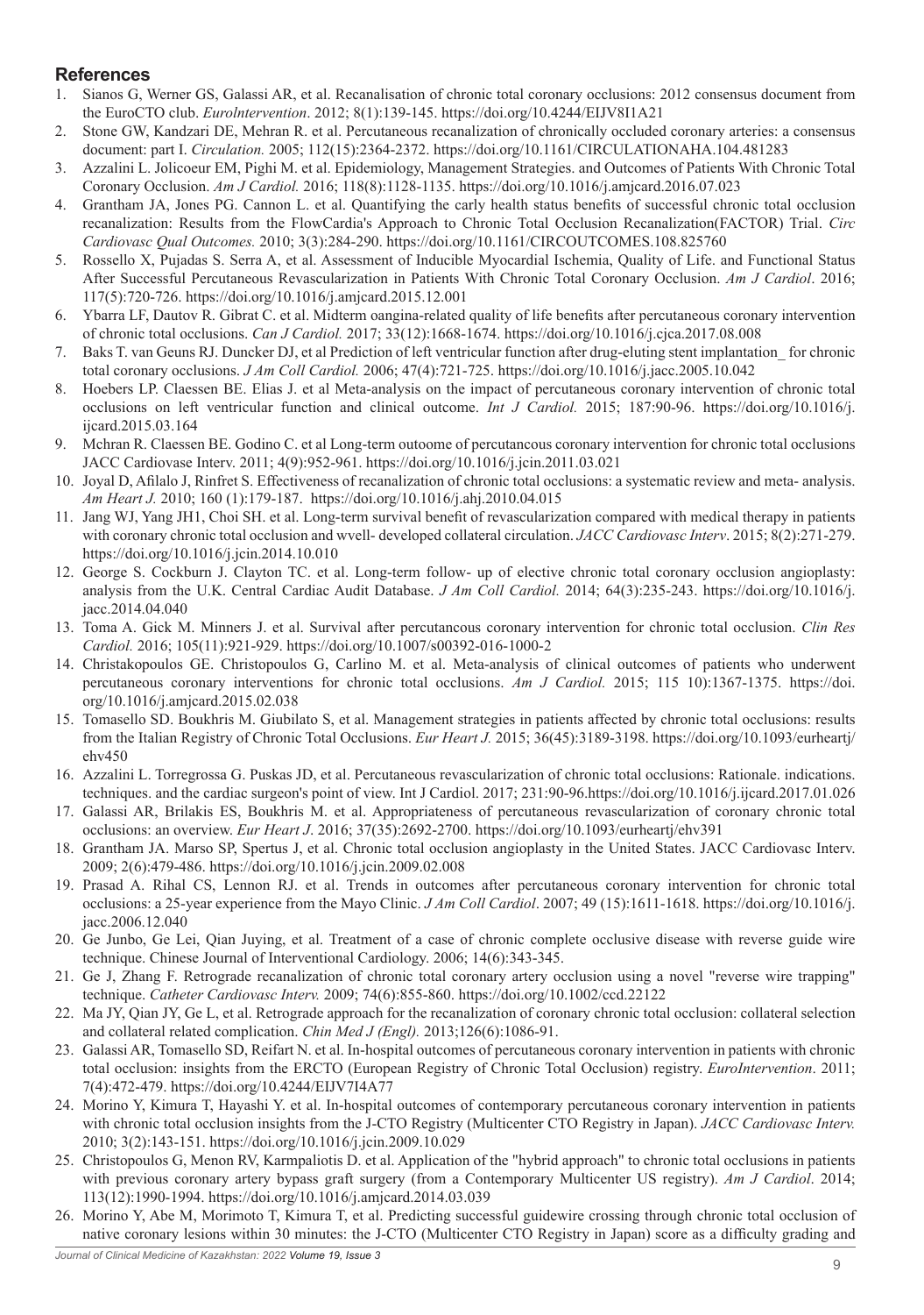## References

1. Sianos G, Werner GS, Galassi AR, et al. Recanalisation of chronic total coronary occlusions: 2012 consensus document from the EuroCTO club. *EuroIntervention*. 2012; 8(1):139-145. https://doi.org/10.4244/EIJV8I1A21
2. Stone GW, Kandzari DE, Mehran R. et al. Percutaneous recanalization of chronically occluded coronary arteries: a consensus document: part I. *Circulation.* 2005; 112(15):2364-2372. https://doi.org/10.1161/CIRCULATIONAHA.104.481283
3. Azzalini L. Jolicoeur EM, Pighi M. et al. Epidemiology, Management Strategies. and Outcomes of Patients With Chronic Total Coronary Occlusion. *Am J Cardiol.* 2016; 118(8):1128-1135. https://doi.org/10.1016/j.amjcard.2016.07.023
4. Grantham JA, Jones PG. Cannon L. et al. Quantifying the carly health status benefits of successful chronic total occlusion recanalization: Results from the FlowCardia's Approach to Chronic Total Occlusion Recanalization(FACTOR) Trial. *Circ Cardiovasc Qual Outcomes.* 2010; 3(3):284-290. https://doi.org/10.1161/CIRCOUTCOMES.108.825760
5. Rossello X, Pujadas S. Serra A, et al. Assessment of Inducible Myocardial Ischemia, Quality of Life. and Functional Status After Successful Percutaneous Revascularization in Patients With Chronic Total Coronary Occlusion. *Am J Cardiol*. 2016; 117(5):720-726. https://doi.org/10.1016/j.amjcard.2015.12.001
6. Ybarra LF, Dautov R. Gibrat C. et al. Midterm oangina-related quality of life benefits after percutaneous coronary intervention of chronic total occlusions. *Can J Cardiol.* 2017; 33(12):1668-1674. https://doi.org/10.1016/j.cjca.2017.08.008
7. Baks T. van Geuns RJ. Duncker DJ, et al Prediction of left ventricular function after drug-eluting stent implantation_ for chronic total coronary occlusions. *J Am Coll Cardiol.* 2006; 47(4):721-725. https://doi.org/10.1016/j.jacc.2005.10.042
8. Hoebers LP. Claessen BE. Elias J. et al Meta-analysis on the impact of percutaneous coronary intervention of chronic total occlusions on left ventricular function and clinical outcome. *Int J Cardiol.* 2015; 187:90-96. https://doi.org/10.1016/j.ijcard.2015.03.164
9. Mchran R. Claessen BE. Godino C. et al Long-term outoome of percutancous coronary intervention for chronic total occlusions JACC Cardiovase Interv. 2011; 4(9):952-961. https://doi.org/10.1016/j.jcin.2011.03.021
10. Joyal D, Afilalo J, Rinfret S. Effectiveness of recanalization of chronic total occlusions: a systematic review and meta- analysis. *Am Heart J.* 2010; 160 (1):179-187. https://doi.org/10.1016/j.ahj.2010.04.015
11. Jang WJ, Yang JH1, Choi SH. et al. Long-term survival benefit of revascularization compared with medical therapy in patients with coronary chronic total occlusion and wvell- developed collateral circulation. *JACC Cardiovasc Interv*. 2015; 8(2):271-279. https://doi.org/10.1016/j.jcin.2014.10.010
12. George S. Cockburn J. Clayton TC. et al. Long-term follow- up of elective chronic total coronary occlusion angioplasty: analysis from the U.K. Central Cardiac Audit Database. *J Am Coll Cardiol.* 2014; 64(3):235-243. https://doi.org/10.1016/j.jacc.2014.04.040
13. Toma A. Gick M. Minners J. et al. Survival after percutancous coronary intervention for chronic total occlusion. *Clin Res Cardiol.* 2016; 105(11):921-929. https://doi.org/10.1007/s00392-016-1000-2
14. Christakopoulos GE. Christopoulos G, Carlino M. et al. Meta-analysis of clinical outcomes of patients who underwent percutaneous coronary interventions for chronic total occlusions. *Am J Cardiol.* 2015; 115 10):1367-1375. https://doi.org/10.1016/j.amjcard.2015.02.038
15. Tomasello SD. Boukhris M. Giubilato S, et al. Management strategies in patients affected by chronic total occlusions: results from the Italian Registry of Chronic Total Occlusions. *Eur Heart J.* 2015; 36(45):3189-3198. https://doi.org/10.1093/eurheartj/ehv450
16. Azzalini L. Torregrossa G. Puskas JD, et al. Percutaneous revascularization of chronic total occlusions: Rationale. indications. techniques. and the cardiac surgeon's point of view. Int J Cardiol. 2017; 231:90-96.https://doi.org/10.1016/j.ijcard.2017.01.026
17. Galassi AR, Brilakis ES, Boukhris M. et al. Appropriateness of percutaneous revascularization of coronary chronic total occlusions: an overview. *Eur Heart J*. 2016; 37(35):2692-2700. https://doi.org/10.1093/eurheartj/ehv391
18. Grantham JA. Marso SP, Spertus J, et al. Chronic total occlusion angioplasty in the United States. JACC Cardiovasc Interv. 2009; 2(6):479-486. https://doi.org/10.1016/j.jcin.2009.02.008
19. Prasad A. Rihal CS, Lennon RJ. et al. Trends in outcomes after percutaneous coronary intervention for chronic total occlusions: a 25-year experience from the Mayo Clinic. *J Am Coll Cardiol*. 2007; 49 (15):1611-1618. https://doi.org/10.1016/j.jacc.2006.12.040
20. Ge Junbo, Ge Lei, Qian Juying, et al. Treatment of a case of chronic complete occlusive disease with reverse guide wire technique. Chinese Journal of Interventional Cardiology. 2006; 14(6):343-345.
21. Ge J, Zhang F. Retrograde recanalization of chronic total coronary artery occlusion using a novel "reverse wire trapping" technique. *Catheter Cardiovasc Interv.* 2009; 74(6):855-860. https://doi.org/10.1002/ccd.22122
22. Ma JY, Qian JY, Ge L, et al. Retrograde approach for the recanalization of coronary chronic total occlusion: collateral selection and collateral related complication. *Chin Med J (Engl).* 2013;126(6):1086-91.
23. Galassi AR, Tomasello SD, Reifart N. et al. In-hospital outcomes of percutaneous coronary intervention in patients with chronic total occlusion: insights from the ERCTO (European Registry of Chronic Total Occlusion) registry. *EuroIntervention*. 2011; 7(4):472-479. https://doi.org/10.4244/EIJV7I4A77
24. Morino Y, Kimura T, Hayashi Y. et al. In-hospital outcomes of contemporary percutaneous coronary intervention in patients with chronic total occlusion insights from the J-CTO Registry (Multicenter CTO Registry in Japan). *JACC Cardiovasc Interv.* 2010; 3(2):143-151. https://doi.org/10.1016/j.jcin.2009.10.029
25. Christopoulos G, Menon RV, Karmpaliotis D. et al. Application of the "hybrid approach" to chronic total occlusions in patients with previous coronary artery bypass graft surgery (from a Contemporary Multicenter US registry). *Am J Cardiol*. 2014; 113(12):1990-1994. https://doi.org/10.1016/j.amjcard.2014.03.039
26. Morino Y, Abe M, Morimoto T, Kimura T, et al. Predicting successful guidewire crossing through chronic total occlusion of native coronary lesions within 30 minutes: the J-CTO (Multicenter CTO Registry in Japan) score as a difficulty grading and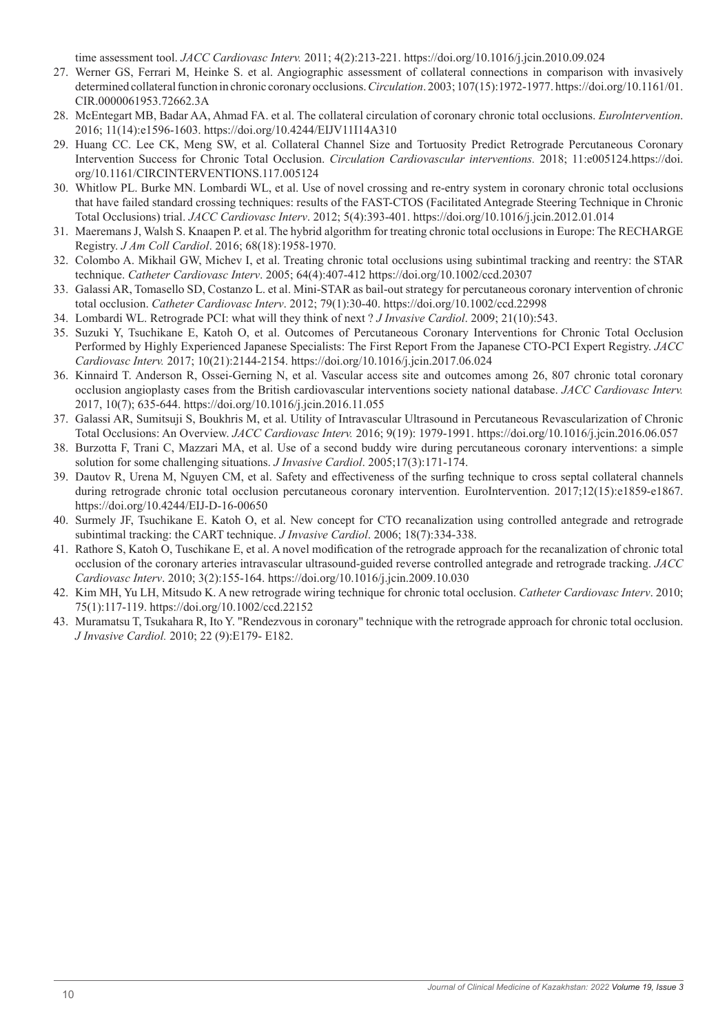time assessment tool. *JACC Cardiovasc Interv.* 2011; 4(2):213-221. https://doi.org/10.1016/j.jcin.2010.09.024

27. Werner GS, Ferrari M, Heinke S. et al. Angiographic assessment of collateral connections in comparison with invasively determined collateral function in chronic coronary occlusions. *Circulation*. 2003; 107(15):1972-1977. https://doi.org/10.1161/01.CIR.0000061953.72662.3A
28. McEntegart MB, Badar AA, Ahmad FA. et al. The collateral circulation of coronary chronic total occlusions. *EuroIntervention*. 2016; 11(14):e1596-1603. https://doi.org/10.4244/EIJV11I14A310
29. Huang CC. Lee CK, Meng SW, et al. Collateral Channel Size and Tortuosity Predict Retrograde Percutaneous Coronary Intervention Success for Chronic Total Occlusion. *Circulation Cardiovascular interventions.* 2018; 11:e005124.https://doi.org/10.1161/CIRCINTERVENTIONS.117.005124
30. Whitlow PL. Burke MN. Lombardi WL, et al. Use of novel crossing and re-entry system in coronary chronic total occlusions that have failed standard crossing techniques: results of the FAST-CTOS (Facilitated Antegrade Steering Technique in Chronic Total Occlusions) trial. *JACC Cardiovasc Interv*. 2012; 5(4):393-401. https://doi.org/10.1016/j.jcin.2012.01.014
31. Maeremans J, Walsh S. Knaapen P. et al. The hybrid algorithm for treating chronic total occlusions in Europe: The RECHARGE Registry. *J Am Coll Cardiol*. 2016; 68(18):1958-1970.
32. Colombo A. Mikhail GW, Michev I, et al. Treating chronic total occlusions using subintimal tracking and reentry: the STAR technique. *Catheter Cardiovasc Interv*. 2005; 64(4):407-412 https://doi.org/10.1002/ccd.20307
33. Galassi AR, Tomasello SD, Costanzo L. et al. Mini-STAR as bail-out strategy for percutaneous coronary intervention of chronic total occlusion. *Catheter Cardiovasc Interv*. 2012; 79(1):30-40. https://doi.org/10.1002/ccd.22998
34. Lombardi WL. Retrograde PCI: what will they think of next ? *J Invasive Cardiol*. 2009; 21(10):543.
35. Suzuki Y, Tsuchikane E, Katoh O, et al. Outcomes of Percutaneous Coronary Interventions for Chronic Total Occlusion Performed by Highly Experienced Japanese Specialists: The First Report From the Japanese CTO-PCI Expert Registry. *JACC Cardiovasc Interv.* 2017; 10(21):2144-2154. https://doi.org/10.1016/j.jcin.2017.06.024
36. Kinnaird T. Anderson R, Ossei-Gerning N, et al. Vascular access site and outcomes among 26, 807 chronic total coronary occlusion angioplasty cases from the British cardiovascular interventions society national database. *JACC Cardiovasc Interv.* 2017, 10(7); 635-644. https://doi.org/10.1016/j.jcin.2016.11.055
37. Galassi AR, Sumitsuji S, Boukhris M, et al. Utility of Intravascular Ultrasound in Percutaneous Revascularization of Chronic Total Occlusions: An Overview. *JACC Cardiovasc Interv.* 2016; 9(19): 1979-1991. https://doi.org/10.1016/j.jcin.2016.06.057
38. Burzotta F, Trani C, Mazzari MA, et al. Use of a second buddy wire during percutaneous coronary interventions: a simple solution for some challenging situations. *J Invasive Cardiol*. 2005;17(3):171-174.
39. Dautov R, Urena M, Nguyen CM, et al. Safety and effectiveness of the surfing technique to cross septal collateral channels during retrograde chronic total occlusion percutaneous coronary intervention. EuroIntervention. 2017;12(15):e1859-e1867. https://doi.org/10.4244/EIJ-D-16-00650
40. Surmely JF, Tsuchikane E. Katoh O, et al. New concept for CTO recanalization using controlled antegrade and retrograde subintimal tracking: the CART technique. *J Invasive Cardiol*. 2006; 18(7):334-338.
41. Rathore S, Katoh O, Tuschikane E, et al. A novel modification of the retrograde approach for the recanalization of chronic total occlusion of the coronary arteries intravascular ultrasound-guided reverse controlled antegrade and retrograde tracking. *JACC Cardiovasc Interv*. 2010; 3(2):155-164. https://doi.org/10.1016/j.jcin.2009.10.030
42. Kim MH, Yu LH, Mitsudo K. A new retrograde wiring technique for chronic total occlusion. *Catheter Cardiovasc Interv*. 2010; 75(1):117-119. https://doi.org/10.1002/ccd.22152
43. Muramatsu T, Tsukahara R, Ito Y. "Rendezvous in coronary" technique with the retrograde approach for chronic total occlusion. *J Invasive Cardiol.* 2010; 22 (9):E179- E182.